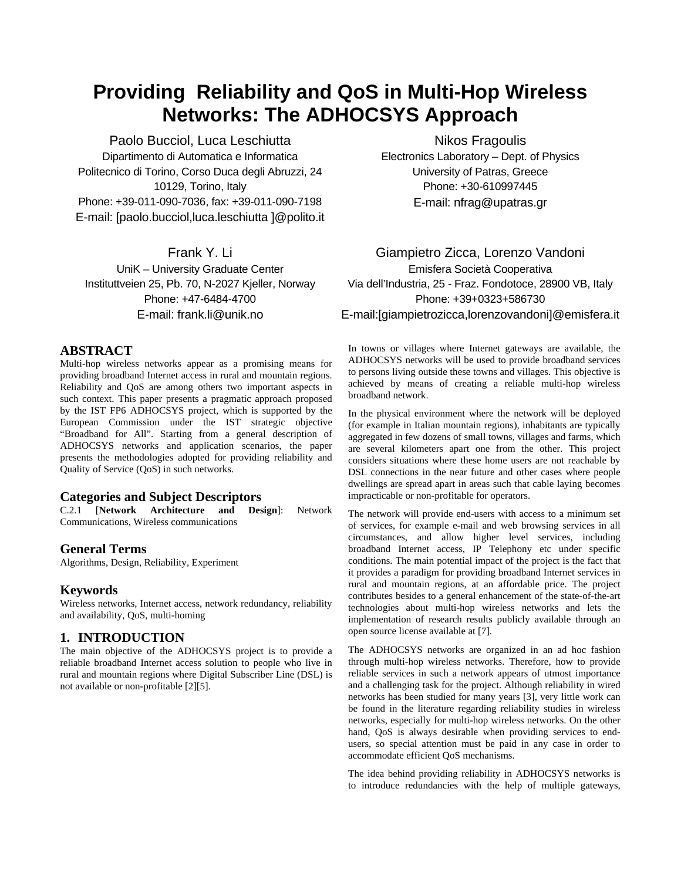# Providing Reliability and QoS in Multi-Hop Wireless Networks: The ADHOCSYS Approach

Paolo Bucciol, Luca Leschiutta
Dipartimento di Automatica e Informatica
Politecnico di Torino, Corso Duca degli Abruzzi, 24
10129, Torino, Italy
Phone: +39-011-090-7036, fax: +39-011-090-7198
E-mail: [paolo.bucciol,luca.leschiutta ]@polito.it

Nikos Fragoulis
Electronics Laboratory – Dept. of Physics
University of Patras, Greece
Phone: +30-610997445
E-mail: nfrag@upatras.gr

Frank Y. Li
UniK – University Graduate Center
Instituttveien 25, Pb. 70, N-2027 Kjeller, Norway
Phone: +47-6484-4700
E-mail: frank.li@unik.no

Giampietro Zicca, Lorenzo Vandoni
Emisfera Società Cooperativa
Via dell'Industria, 25 - Fraz. Fondotoce, 28900 VB, Italy
Phone: +39+0323+586730
E-mail:[giampietrozicca,lorenzovandoni]@emisfera.it

## ABSTRACT

Multi-hop wireless networks appear as a promising means for providing broadband Internet access in rural and mountain regions. Reliability and QoS are among others two important aspects in such context. This paper presents a pragmatic approach proposed by the IST FP6 ADHOCSYS project, which is supported by the European Commission under the IST strategic objective "Broadband for All". Starting from a general description of ADHOCSYS networks and application scenarios, the paper presents the methodologies adopted for providing reliability and Quality of Service (QoS) in such networks.

### Categories and Subject Descriptors

C.2.1 [**Network Architecture and Design**]: Network Communications, Wireless communications

### General Terms

Algorithms, Design, Reliability, Experiment

### Keywords

Wireless networks, Internet access, network redundancy, reliability and availability, QoS, multi-homing

## 1. INTRODUCTION

The main objective of the ADHOCSYS project is to provide a reliable broadband Internet access solution to people who live in rural and mountain regions where Digital Subscriber Line (DSL) is not available or non-profitable [2][5].

In towns or villages where Internet gateways are available, the ADHOCSYS networks will be used to provide broadband services to persons living outside these towns and villages. This objective is achieved by means of creating a reliable multi-hop wireless broadband network.

In the physical environment where the network will be deployed (for example in Italian mountain regions), inhabitants are typically aggregated in few dozens of small towns, villages and farms, which are several kilometers apart one from the other. This project considers situations where these home users are not reachable by DSL connections in the near future and other cases where people dwellings are spread apart in areas such that cable laying becomes impracticable or non-profitable for operators.

The network will provide end-users with access to a minimum set of services, for example e-mail and web browsing services in all circumstances, and allow higher level services, including broadband Internet access, IP Telephony etc under specific conditions. The main potential impact of the project is the fact that it provides a paradigm for providing broadband Internet services in rural and mountain regions, at an affordable price. The project contributes besides to a general enhancement of the state-of-the-art technologies about multi-hop wireless networks and lets the implementation of research results publicly available through an open source license available at [7].

The ADHOCSYS networks are organized in an ad hoc fashion through multi-hop wireless networks. Therefore, how to provide reliable services in such a network appears of utmost importance and a challenging task for the project. Although reliability in wired networks has been studied for many years [3], very little work can be found in the literature regarding reliability studies in wireless networks, especially for multi-hop wireless networks. On the other hand, QoS is always desirable when providing services to end-users, so special attention must be paid in any case in order to accommodate efficient QoS mechanisms.

The idea behind providing reliability in ADHOCSYS networks is to introduce redundancies with the help of multiple gateways,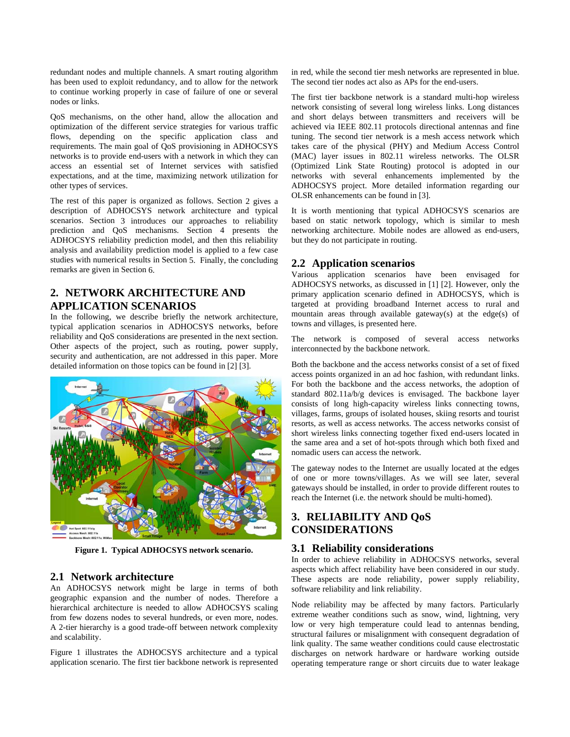redundant nodes and multiple channels. A smart routing algorithm has been used to exploit redundancy, and to allow for the network to continue working properly in case of failure of one or several nodes or links.

QoS mechanisms, on the other hand, allow the allocation and optimization of the different service strategies for various traffic flows, depending on the specific application class and requirements. The main goal of QoS provisioning in ADHOCSYS networks is to provide end-users with a network in which they can access an essential set of Internet services with satisfied expectations, and at the time, maximizing network utilization for other types of services.

The rest of this paper is organized as follows. Section 2 gives a description of ADHOCSYS network architecture and typical scenarios. Section 3 introduces our approaches to reliability prediction and QoS mechanisms. Section 4 presents the ADHOCSYS reliability prediction model, and then this reliability analysis and availability prediction model is applied to a few case studies with numerical results in Section 5. Finally, the concluding remarks are given in Section 6.

## 2. NETWORK ARCHITECTURE AND APPLICATION SCENARIOS

In the following, we describe briefly the network architecture, typical application scenarios in ADHOCSYS networks, before reliability and QoS considerations are presented in the next section. Other aspects of the project, such as routing, power supply, security and authentication, are not addressed in this paper. More detailed information on those topics can be found in [2] [3].

**Figure 1. Typical ADHOCSYS network scenario.**

### 2.1 Network architecture

An ADHOCSYS network might be large in terms of both geographic expansion and the number of nodes. Therefore a hierarchical architecture is needed to allow ADHOCSYS scaling from few dozens nodes to several hundreds, or even more, nodes. A 2-tier hierarchy is a good trade-off between network complexity and scalability.

Figure 1 illustrates the ADHOCSYS architecture and a typical application scenario. The first tier backbone network is represented in red, while the second tier mesh networks are represented in blue. The second tier nodes act also as APs for the end-users.

The first tier backbone network is a standard multi-hop wireless network consisting of several long wireless links. Long distances and short delays between transmitters and receivers will be achieved via IEEE 802.11 protocols directional antennas and fine tuning. The second tier network is a mesh access network which takes care of the physical (PHY) and Medium Access Control (MAC) layer issues in 802.11 wireless networks. The OLSR (Optimized Link State Routing) protocol is adopted in our networks with several enhancements implemented by the ADHOCSYS project. More detailed information regarding our OLSR enhancements can be found in [3].

It is worth mentioning that typical ADHOCSYS scenarios are based on static network topology, which is similar to mesh networking architecture. Mobile nodes are allowed as end-users, but they do not participate in routing.

### 2.2 Application scenarios

Various application scenarios have been envisaged for ADHOCSYS networks, as discussed in [1] [2]. However, only the primary application scenario defined in ADHOCSYS, which is targeted at providing broadband Internet access to rural and mountain areas through available gateway(s) at the edge(s) of towns and villages, is presented here.

The network is composed of several access networks interconnected by the backbone network.

Both the backbone and the access networks consist of a set of fixed access points organized in an ad hoc fashion, with redundant links. For both the backbone and the access networks, the adoption of standard 802.11a/b/g devices is envisaged. The backbone layer consists of long high-capacity wireless links connecting towns, villages, farms, groups of isolated houses, skiing resorts and tourist resorts, as well as access networks. The access networks consist of short wireless links connecting together fixed end-users located in the same area and a set of hot-spots through which both fixed and nomadic users can access the network.

The gateway nodes to the Internet are usually located at the edges of one or more towns/villages. As we will see later, several gateways should be installed, in order to provide different routes to reach the Internet (i.e. the network should be multi-homed).

## 3. RELIABILITY AND QoS CONSIDERATIONS

### 3.1 Reliability considerations

In order to achieve reliability in ADHOCSYS networks, several aspects which affect reliability have been considered in our study. These aspects are node reliability, power supply reliability, software reliability and link reliability.

Node reliability may be affected by many factors. Particularly extreme weather conditions such as snow, wind, lightning, very low or very high temperature could lead to antennas bending, structural failures or misalignment with consequent degradation of link quality. The same weather conditions could cause electrostatic discharges on network hardware or hardware working outside operating temperature range or short circuits due to water leakage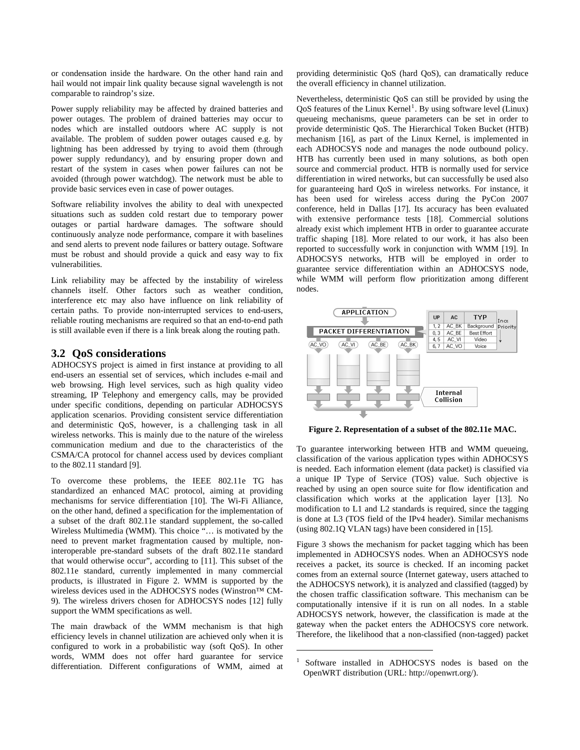or condensation inside the hardware. On the other hand rain and hail would not impair link quality because signal wavelength is not comparable to raindrop's size.

Power supply reliability may be affected by drained batteries and power outages. The problem of drained batteries may occur to nodes which are installed outdoors where AC supply is not available. The problem of sudden power outages caused e.g. by lightning has been addressed by trying to avoid them (through power supply redundancy), and by ensuring proper down and restart of the system in cases when power failures can not be avoided (through power watchdog). The network must be able to provide basic services even in case of power outages.

Software reliability involves the ability to deal with unexpected situations such as sudden cold restart due to temporary power outages or partial hardware damages. The software should continuously analyze node performance, compare it with baselines and send alerts to prevent node failures or battery outage. Software must be robust and should provide a quick and easy way to fix vulnerabilities.

Link reliability may be affected by the instability of wireless channels itself. Other factors such as weather condition, interference etc may also have influence on link reliability of certain paths. To provide non-interrupted services to end-users, reliable routing mechanisms are required so that an end-to-end path is still available even if there is a link break along the routing path.

## 3.2 QoS considerations

ADHOCSYS project is aimed in first instance at providing to all end-users an essential set of services, which includes e-mail and web browsing. High level services, such as high quality video streaming, IP Telephony and emergency calls, may be provided under specific conditions, depending on particular ADHOCSYS application scenarios. Providing consistent service differentiation and deterministic QoS, however, is a challenging task in all wireless networks. This is mainly due to the nature of the wireless communication medium and due to the characteristics of the CSMA/CA protocol for channel access used by devices compliant to the 802.11 standard [9].

To overcome these problems, the IEEE 802.11e TG has standardized an enhanced MAC protocol, aiming at providing mechanisms for service differentiation [10]. The Wi-Fi Alliance, on the other hand, defined a specification for the implementation of a subset of the draft 802.11e standard supplement, the so-called Wireless Multimedia (WMM). This choice "… is motivated by the need to prevent market fragmentation caused by multiple, non-interoperable pre-standard subsets of the draft 802.11e standard that would otherwise occur", according to [11]. This subset of the 802.11e standard, currently implemented in many commercial products, is illustrated in Figure 2. WMM is supported by the wireless devices used in the ADHOCSYS nodes (Winstron™ CM-9). The wireless drivers chosen for ADHOCSYS nodes [12] fully support the WMM specifications as well.

The main drawback of the WMM mechanism is that high efficiency levels in channel utilization are achieved only when it is configured to work in a probabilistic way (soft QoS). In other words, WMM does not offer hard guarantee for service differentiation. Different configurations of WMM, aimed at providing deterministic QoS (hard QoS), can dramatically reduce the overall efficiency in channel utilization.

Nevertheless, deterministic QoS can still be provided by using the QoS features of the Linux Kernel[1]. By using software level (Linux) queueing mechanisms, queue parameters can be set in order to provide deterministic QoS. The Hierarchical Token Bucket (HTB) mechanism [16], as part of the Linux Kernel, is implemented in each ADHOCSYS node and manages the node outbound policy. HTB has currently been used in many solutions, as both open source and commercial product. HTB is normally used for service differentiation in wired networks, but can successfully be used also for guaranteeing hard QoS in wireless networks. For instance, it has been used for wireless access during the PyCon 2007 conference, held in Dallas [17]. Its accuracy has been evaluated with extensive performance tests [18]. Commercial solutions already exist which implement HTB in order to guarantee accurate traffic shaping [18]. More related to our work, it has also been reported to successfully work in conjunction with WMM [19]. In ADHOCSYS networks, HTB will be employed in order to guarantee service differentiation within an ADHOCSYS node, while WMM will perform flow prioritization among different nodes.

| UP | AC | TYP |
|---|---|---|
| 1, 2 | AC_BK | Background |
| 0, 3 | AC_BE | Best Effort |
| 4, 5 | AC_VI | Video |
| 6, 7 | AC_VO | Voice |

**Figure 2. Representation of a subset of the 802.11e MAC.**

To guarantee interworking between HTB and WMM queueing, classification of the various application types within ADHOCSYS is needed. Each information element (data packet) is classified via a unique IP Type of Service (TOS) value. Such objective is reached by using an open source suite for flow identification and classification which works at the application layer [13]. No modification to L1 and L2 standards is required, since the tagging is done at L3 (TOS field of the IPv4 header). Similar mechanisms (using 802.1Q VLAN tags) have been considered in [15].

Figure 3 shows the mechanism for packet tagging which has been implemented in ADHOCSYS nodes. When an ADHOCSYS node receives a packet, its source is checked. If an incoming packet comes from an external source (Internet gateway, users attached to the ADHOCSYS network), it is analyzed and classified (tagged) by the chosen traffic classification software. This mechanism can be computationally intensive if it is run on all nodes. In a stable ADHOCSYS network, however, the classification is made at the gateway when the packet enters the ADHOCSYS core network. Therefore, the likelihood that a non-classified (non-tagged) packet

[1] Software installed in ADHOCSYS nodes is based on the OpenWRT distribution (URL: http://openwrt.org/).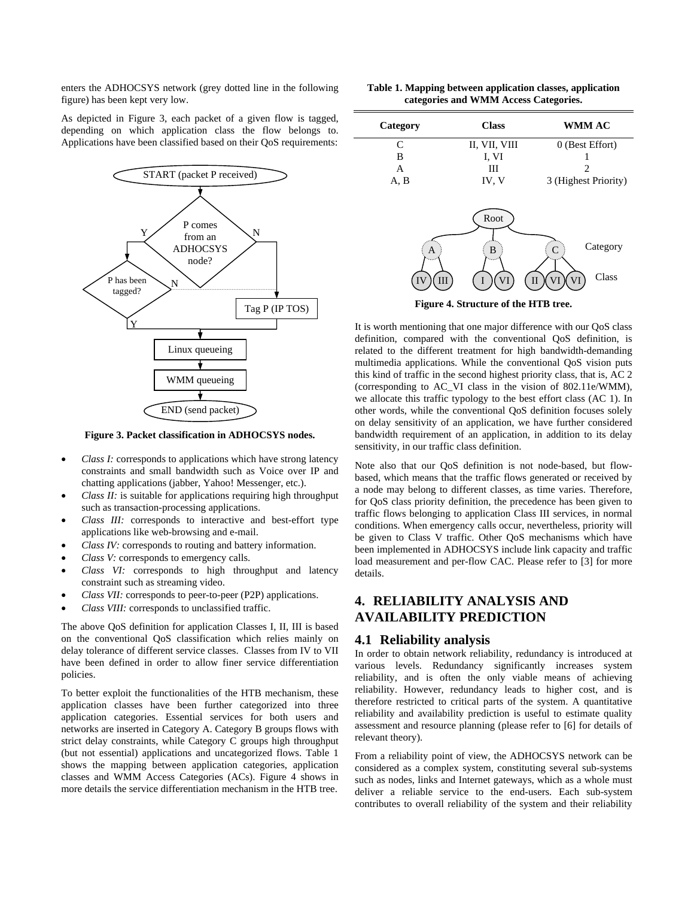enters the ADHOCSYS network (grey dotted line in the following figure) has been kept very low.

As depicted in Figure 3, each packet of a given flow is tagged, depending on which application class the flow belongs to. Applications have been classified based on their QoS requirements:

**Figure 3. Packet classification in ADHOCSYS nodes.**

- *Class I:* corresponds to applications which have strong latency constraints and small bandwidth such as Voice over IP and chatting applications (jabber, Yahoo! Messenger, etc.).
- *Class II:* is suitable for applications requiring high throughput such as transaction-processing applications.
- *Class III:* corresponds to interactive and best-effort type applications like web-browsing and e-mail.
- *Class IV:* corresponds to routing and battery information.
- *Class V:* corresponds to emergency calls.
- *Class VI:* corresponds to high throughput and latency constraint such as streaming video.
- *Class VII:* corresponds to peer-to-peer (P2P) applications.
- *Class VIII:* corresponds to unclassified traffic.

The above QoS definition for application Classes I, II, III is based on the conventional QoS classification which relies mainly on delay tolerance of different service classes. Classes from IV to VII have been defined in order to allow finer service differentiation policies.

To better exploit the functionalities of the HTB mechanism, these application classes have been further categorized into three application categories. Essential services for both users and networks are inserted in Category A. Category B groups flows with strict delay constraints, while Category C groups high throughput (but not essential) applications and uncategorized flows. Table 1 shows the mapping between application categories, application classes and WMM Access Categories (ACs). Figure 4 shows in more details the service differentiation mechanism in the HTB tree.

**Table 1. Mapping between application classes, application categories and WMM Access Categories.**

| Category | Class | WMM AC |
|---|---|---|
| C | II, VII, VIII | 0 (Best Effort) |
| B | I, VI | 1 |
| A | III | 2 |
| A, B | IV, V | 3 (Highest Priority) |

**Figure 4. Structure of the HTB tree.**

It is worth mentioning that one major difference with our QoS class definition, compared with the conventional QoS definition, is related to the different treatment for high bandwidth-demanding multimedia applications. While the conventional QoS vision puts this kind of traffic in the second highest priority class, that is, AC 2 (corresponding to AC_VI class in the vision of 802.11e/WMM), we allocate this traffic typology to the best effort class (AC 1). In other words, while the conventional QoS definition focuses solely on delay sensitivity of an application, we have further considered bandwidth requirement of an application, in addition to its delay sensitivity, in our traffic class definition.

Note also that our QoS definition is not node-based, but flow-based, which means that the traffic flows generated or received by a node may belong to different classes, as time varies. Therefore, for QoS class priority definition, the precedence has been given to traffic flows belonging to application Class III services, in normal conditions. When emergency calls occur, nevertheless, priority will be given to Class V traffic. Other QoS mechanisms which have been implemented in ADHOCSYS include link capacity and traffic load measurement and per-flow CAC. Please refer to [3] for more details.

# 4. RELIABILITY ANALYSIS AND AVAILABILITY PREDICTION

## 4.1 Reliability analysis

In order to obtain network reliability, redundancy is introduced at various levels. Redundancy significantly increases system reliability, and is often the only viable means of achieving reliability. However, redundancy leads to higher cost, and is therefore restricted to critical parts of the system. A quantitative reliability and availability prediction is useful to estimate quality assessment and resource planning (please refer to [6] for details of relevant theory).

From a reliability point of view, the ADHOCSYS network can be considered as a complex system, constituting several sub-systems such as nodes, links and Internet gateways, which as a whole must deliver a reliable service to the end-users. Each sub-system contributes to overall reliability of the system and their reliability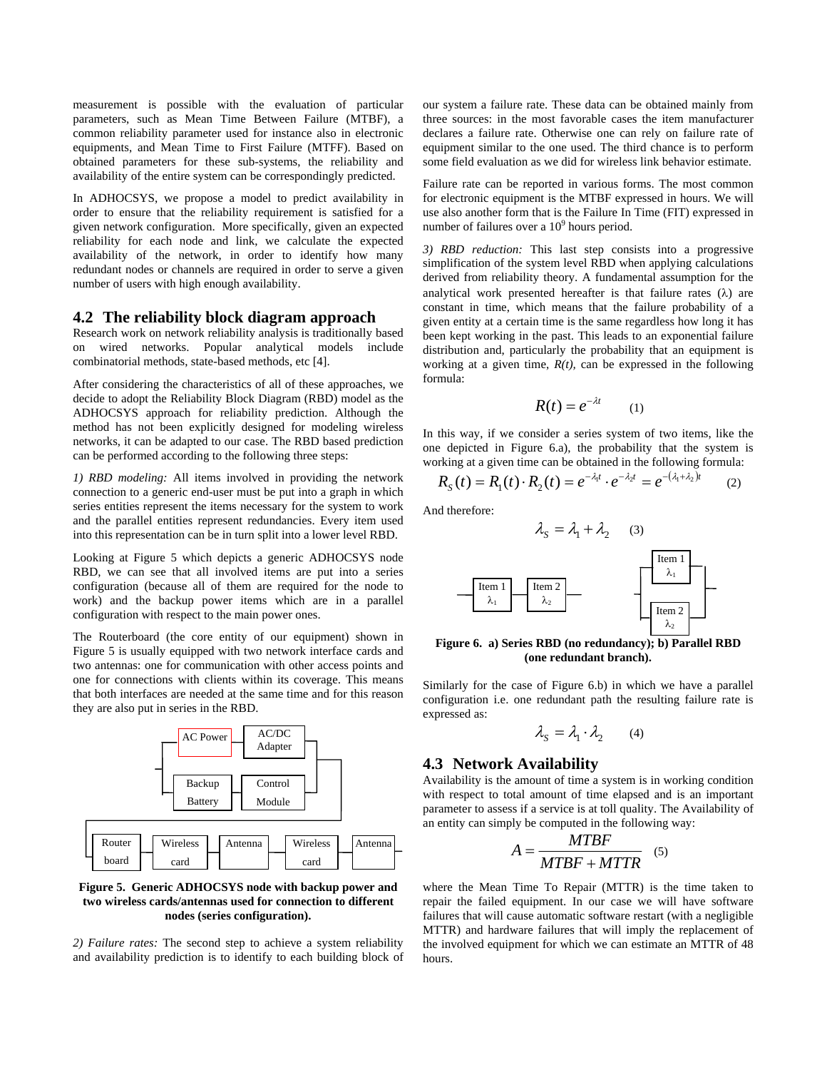measurement is possible with the evaluation of particular parameters, such as Mean Time Between Failure (MTBF), a common reliability parameter used for instance also in electronic equipments, and Mean Time to First Failure (MTFF). Based on obtained parameters for these sub-systems, the reliability and availability of the entire system can be correspondingly predicted.

In ADHOCSYS, we propose a model to predict availability in order to ensure that the reliability requirement is satisfied for a given network configuration. More specifically, given an expected reliability for each node and link, we calculate the expected availability of the network, in order to identify how many redundant nodes or channels are required in order to serve a given number of users with high enough availability.

## 4.2 The reliability block diagram approach

Research work on network reliability analysis is traditionally based on wired networks. Popular analytical models include combinatorial methods, state-based methods, etc [4].

After considering the characteristics of all of these approaches, we decide to adopt the Reliability Block Diagram (RBD) model as the ADHOCSYS approach for reliability prediction. Although the method has not been explicitly designed for modeling wireless networks, it can be adapted to our case. The RBD based prediction can be performed according to the following three steps:

*1) RBD modeling:* All items involved in providing the network connection to a generic end-user must be put into a graph in which series entities represent the items necessary for the system to work and the parallel entities represent redundancies. Every item used into this representation can be in turn split into a lower level RBD.

Looking at Figure 5 which depicts a generic ADHOCSYS node RBD, we can see that all involved items are put into a series configuration (because all of them are required for the node to work) and the backup power items which are in a parallel configuration with respect to the main power ones.

The Routerboard (the core entity of our equipment) shown in Figure 5 is usually equipped with two network interface cards and two antennas: one for communication with other access points and one for connections with clients within its coverage. This means that both interfaces are needed at the same time and for this reason they are also put in series in the RBD.

AC Power | AC/DC Adapter | Backup Battery | Control Module | Router board | Wireless card | Antenna | Wireless card | Antenna

**Figure 5. Generic ADHOCSYS node with backup power and two wireless cards/antennas used for connection to different nodes (series configuration).**

*2) Failure rates:* The second step to achieve a system reliability and availability prediction is to identify to each building block of our system a failure rate. These data can be obtained mainly from three sources: in the most favorable cases the item manufacturer declares a failure rate. Otherwise one can rely on failure rate of equipment similar to the one used. The third chance is to perform some field evaluation as we did for wireless link behavior estimate.

Failure rate can be reported in various forms. The most common for electronic equipment is the MTBF expressed in hours. We will use also another form that is the Failure In Time (FIT) expressed in number of failures over a $10^9$ hours period.

*3) RBD reduction:* This last step consists into a progressive simplification of the system level RBD when applying calculations derived from reliability theory. A fundamental assumption for the analytical work presented hereafter is that failure rates ($\lambda$) are constant in time, which means that the failure probability of a given entity at a certain time is the same regardless how long it has been kept working in the past. This leads to an exponential failure distribution and, particularly the probability that an equipment is working at a given time, *R(t)*, can be expressed in the following formula:

$$R(t) = e^{-\lambda t} \qquad (1)$$

In this way, if we consider a series system of two items, like the one depicted in Figure 6.a), the probability that the system is working at a given time can be obtained in the following formula:

$$R_S(t) = R_1(t) \cdot R_2(t) = e^{-\lambda_1 t} \cdot e^{-\lambda_2 t} = e^{-(\lambda_1 + \lambda_2)t} \qquad (2)$$

And therefore:

$$\lambda_S = \lambda_1 + \lambda_2 \qquad (3)$$

Item 1 $\lambda_1$ | Item 2 $\lambda_2$ | Item 1 $\lambda_1$ | Item 2 $\lambda_2$

**Figure 6. a) Series RBD (no redundancy); b) Parallel RBD (one redundant branch).**

Similarly for the case of Figure 6.b) in which we have a parallel configuration i.e. one redundant path the resulting failure rate is expressed as:

$$\lambda_S = \lambda_1 \cdot \lambda_2 \qquad (4)$$

## 4.3 Network Availability

Availability is the amount of time a system is in working condition with respect to total amount of time elapsed and is an important parameter to assess if a service is at toll quality. The Availability of an entity can simply be computed in the following way:

$$A = \frac{MTBF}{MTBF + MTTR} \qquad (5)$$

where the Mean Time To Repair (MTTR) is the time taken to repair the failed equipment. In our case we will have software failures that will cause automatic software restart (with a negligible MTTR) and hardware failures that will imply the replacement of the involved equipment for which we can estimate an MTTR of 48 hours.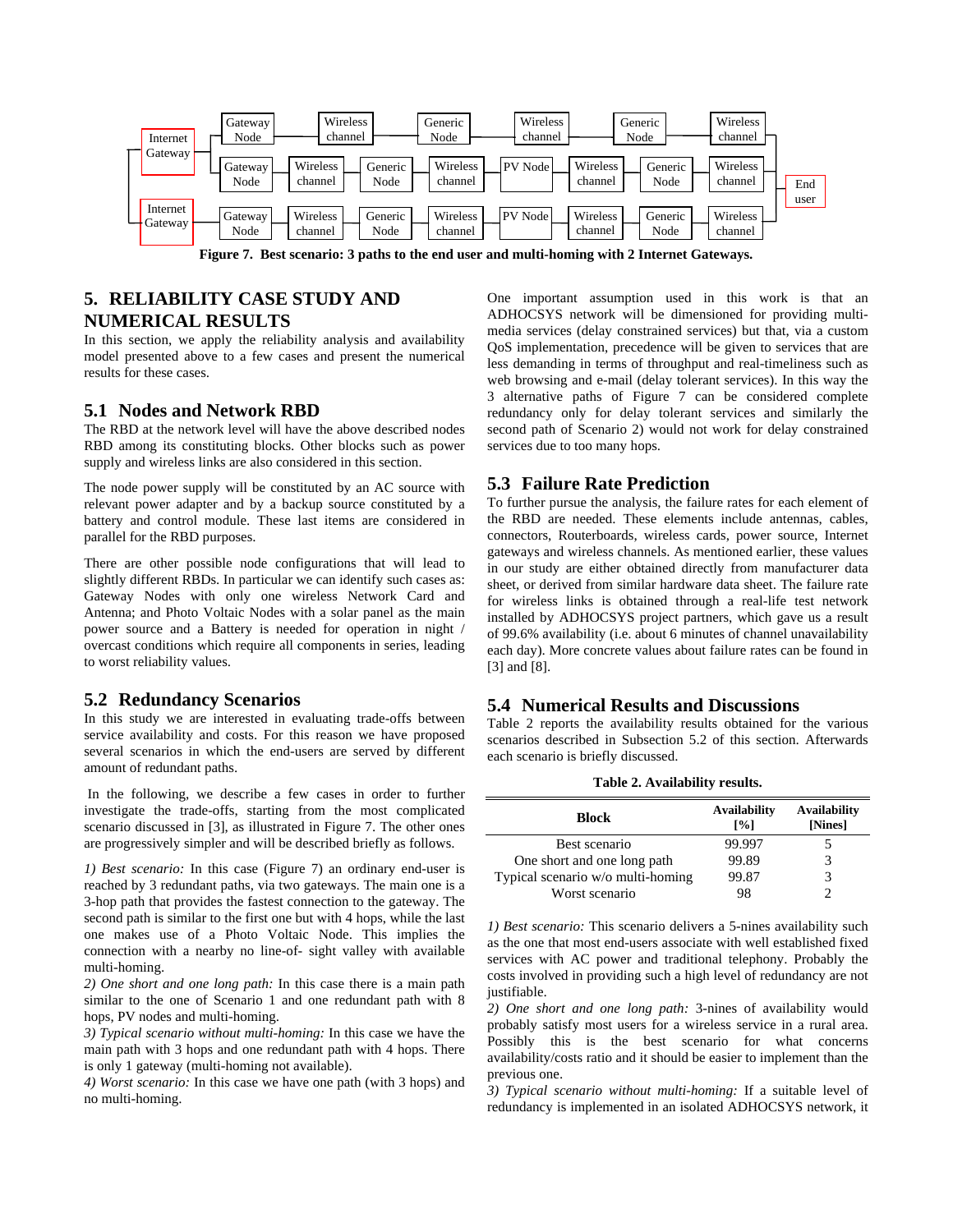Figure 7. Best scenario: 3 paths to the end user and multi-homing with 2 Internet Gateways.

## 5. RELIABILITY CASE STUDY AND NUMERICAL RESULTS

In this section, we apply the reliability analysis and availability model presented above to a few cases and present the numerical results for these cases.

### 5.1 Nodes and Network RBD

The RBD at the network level will have the above described nodes RBD among its constituting blocks. Other blocks such as power supply and wireless links are also considered in this section.

The node power supply will be constituted by an AC source with relevant power adapter and by a backup source constituted by a battery and control module. These last items are considered in parallel for the RBD purposes.

There are other possible node configurations that will lead to slightly different RBDs. In particular we can identify such cases as: Gateway Nodes with only one wireless Network Card and Antenna; and Photo Voltaic Nodes with a solar panel as the main power source and a Battery is needed for operation in night / overcast conditions which require all components in series, leading to worst reliability values.

### 5.2 Redundancy Scenarios

In this study we are interested in evaluating trade-offs between service availability and costs. For this reason we have proposed several scenarios in which the end-users are served by different amount of redundant paths.

In the following, we describe a few cases in order to further investigate the trade-offs, starting from the most complicated scenario discussed in [3], as illustrated in Figure 7. The other ones are progressively simpler and will be described briefly as follows.

*1) Best scenario:* In this case (Figure 7) an ordinary end-user is reached by 3 redundant paths, via two gateways. The main one is a 3-hop path that provides the fastest connection to the gateway. The second path is similar to the first one but with 4 hops, while the last one makes use of a Photo Voltaic Node. This implies the connection with a nearby no line-of- sight valley with available multi-homing.

*2) One short and one long path:* In this case there is a main path similar to the one of Scenario 1 and one redundant path with 8 hops, PV nodes and multi-homing.

*3) Typical scenario without multi-homing:* In this case we have the main path with 3 hops and one redundant path with 4 hops. There is only 1 gateway (multi-homing not available).

*4) Worst scenario:* In this case we have one path (with 3 hops) and no multi-homing.

One important assumption used in this work is that an ADHOCSYS network will be dimensioned for providing multi-media services (delay constrained services) but that, via a custom QoS implementation, precedence will be given to services that are less demanding in terms of throughput and real-timeliness such as web browsing and e-mail (delay tolerant services). In this way the 3 alternative paths of Figure 7 can be considered complete redundancy only for delay tolerant services and similarly the second path of Scenario 2) would not work for delay constrained services due to too many hops.

### 5.3 Failure Rate Prediction

To further pursue the analysis, the failure rates for each element of the RBD are needed. These elements include antennas, cables, connectors, Routerboards, wireless cards, power source, Internet gateways and wireless channels. As mentioned earlier, these values in our study are either obtained directly from manufacturer data sheet, or derived from similar hardware data sheet. The failure rate for wireless links is obtained through a real-life test network installed by ADHOCSYS project partners, which gave us a result of 99.6% availability (i.e. about 6 minutes of channel unavailability each day). More concrete values about failure rates can be found in [3] and [8].

### 5.4 Numerical Results and Discussions

Table 2 reports the availability results obtained for the various scenarios described in Subsection 5.2 of this section. Afterwards each scenario is briefly discussed.

**Table 2. Availability results.**

| Block | Availability [%] | Availability [Nines] |
|---|---|---|
| Best scenario | 99.997 | 5 |
| One short and one long path | 99.89 | 3 |
| Typical scenario w/o multi-homing | 99.87 | 3 |
| Worst scenario | 98 | 2 |

*1) Best scenario:* This scenario delivers a 5-nines availability such as the one that most end-users associate with well established fixed services with AC power and traditional telephony. Probably the costs involved in providing such a high level of redundancy are not justifiable.

*2) One short and one long path:* 3-nines of availability would probably satisfy most users for a wireless service in a rural area. Possibly this is the best scenario for what concerns availability/costs ratio and it should be easier to implement than the previous one.

*3) Typical scenario without multi-homing:* If a suitable level of redundancy is implemented in an isolated ADHOCSYS network, it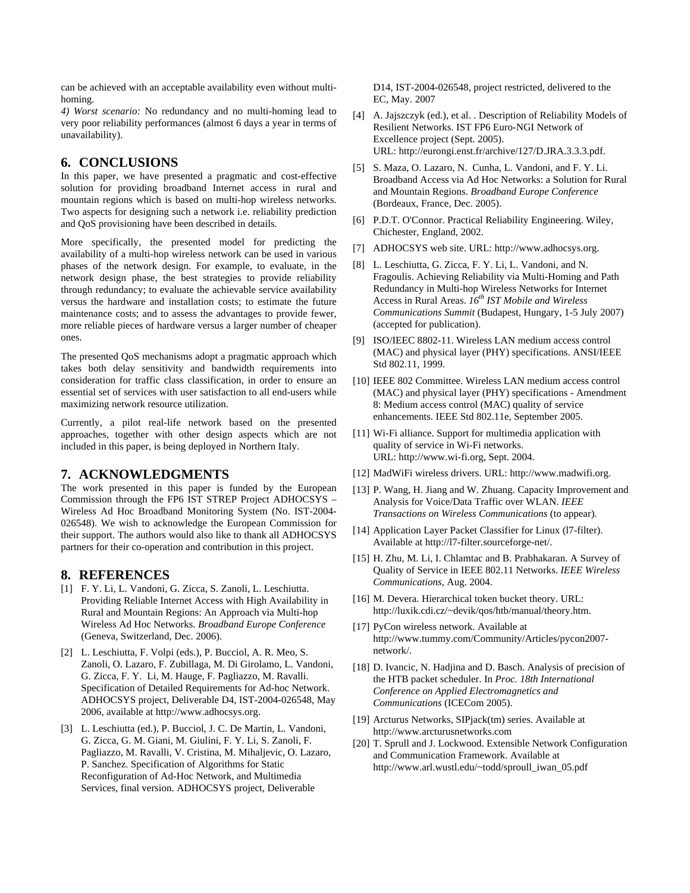can be achieved with an acceptable availability even without multi-homing.

*4) Worst scenario:* No redundancy and no multi-homing lead to very poor reliability performances (almost 6 days a year in terms of unavailability).

## 6. CONCLUSIONS

In this paper, we have presented a pragmatic and cost-effective solution for providing broadband Internet access in rural and mountain regions which is based on multi-hop wireless networks. Two aspects for designing such a network i.e. reliability prediction and QoS provisioning have been described in details.

More specifically, the presented model for predicting the availability of a multi-hop wireless network can be used in various phases of the network design. For example, to evaluate, in the network design phase, the best strategies to provide reliability through redundancy; to evaluate the achievable service availability versus the hardware and installation costs; to estimate the future maintenance costs; and to assess the advantages to provide fewer, more reliable pieces of hardware versus a larger number of cheaper ones.

The presented QoS mechanisms adopt a pragmatic approach which takes both delay sensitivity and bandwidth requirements into consideration for traffic class classification, in order to ensure an essential set of services with user satisfaction to all end-users while maximizing network resource utilization.

Currently, a pilot real-life network based on the presented approaches, together with other design aspects which are not included in this paper, is being deployed in Northern Italy.

## 7. ACKNOWLEDGMENTS

The work presented in this paper is funded by the European Commission through the FP6 IST STREP Project ADHOCSYS – Wireless Ad Hoc Broadband Monitoring System (No. IST-2004-026548). We wish to acknowledge the European Commission for their support. The authors would also like to thank all ADHOCSYS partners for their co-operation and contribution in this project.

## 8. REFERENCES

[1] F. Y. Li, L. Vandoni, G. Zicca, S. Zanoli, L. Leschiutta. Providing Reliable Internet Access with High Availability in Rural and Mountain Regions: An Approach via Multi-hop Wireless Ad Hoc Networks. *Broadband Europe Conference* (Geneva, Switzerland, Dec. 2006).

[2] L. Leschiutta, F. Volpi (eds.), P. Bucciol, A. R. Meo, S. Zanoli, O. Lazaro, F. Zubillaga, M. Di Girolamo, L. Vandoni, G. Zicca, F. Y. Li, M. Hauge, F. Pagliazzo, M. Ravalli. Specification of Detailed Requirements for Ad-hoc Network. ADHOCSYS project, Deliverable D4, IST-2004-026548, May 2006, available at http://www.adhocsys.org.

[3] L. Leschiutta (ed.), P. Bucciol, J. C. De Martin, L. Vandoni, G. Zicca, G. M. Giani, M. Giulini, F. Y. Li, S. Zanoli, F. Pagliazzo, M. Ravalli, V. Cristina, M. Mihaljevic, O. Lazaro, P. Sanchez. Specification of Algorithms for Static Reconfiguration of Ad-Hoc Network, and Multimedia Services, final version. ADHOCSYS project, Deliverable D14, IST-2004-026548, project restricted, delivered to the EC, May. 2007

[4] A. Jajszczyk (ed.), et al. . Description of Reliability Models of Resilient Networks. IST FP6 Euro-NGI Network of Excellence project (Sept. 2005). URL: http://eurongi.enst.fr/archive/127/D.JRA.3.3.3.pdf.

[5] S. Maza, O. Lazaro, N. Cunha, L. Vandoni, and F. Y. Li. Broadband Access via Ad Hoc Networks: a Solution for Rural and Mountain Regions. *Broadband Europe Conference* (Bordeaux, France, Dec. 2005).

[6] P.D.T. O'Connor. Practical Reliability Engineering. Wiley, Chichester, England, 2002.

[7] ADHOCSYS web site. URL: http://www.adhocsys.org.

[8] L. Leschiutta, G. Zicca, F. Y. Li, L. Vandoni, and N. Fragoulis. Achieving Reliability via Multi-Homing and Path Redundancy in Multi-hop Wireless Networks for Internet Access in Rural Areas. *16th IST Mobile and Wireless Communications Summit* (Budapest, Hungary, 1-5 July 2007) (accepted for publication).

[9] ISO/IEEC 8802-11. Wireless LAN medium access control (MAC) and physical layer (PHY) specifications. ANSI/IEEE Std 802.11, 1999.

[10] IEEE 802 Committee. Wireless LAN medium access control (MAC) and physical layer (PHY) specifications - Amendment 8: Medium access control (MAC) quality of service enhancements. IEEE Std 802.11e, September 2005.

[11] Wi-Fi alliance. Support for multimedia application with quality of service in Wi-Fi networks. URL: http://www.wi-fi.org, Sept. 2004.

[12] MadWiFi wireless drivers. URL: http://www.madwifi.org.

[13] P. Wang, H. Jiang and W. Zhuang. Capacity Improvement and Analysis for Voice/Data Traffic over WLAN. *IEEE Transactions on Wireless Communications* (to appear).

[14] Application Layer Packet Classifier for Linux (l7-filter). Available at http://l7-filter.sourceforge-net/.

[15] H. Zhu, M. Li, I. Chlamtac and B. Prabhakaran. A Survey of Quality of Service in IEEE 802.11 Networks. *IEEE Wireless Communications*, Aug. 2004.

[16] M. Devera. Hierarchical token bucket theory. URL: http://luxik.cdi.cz/~devik/qos/htb/manual/theory.htm.

[17] PyCon wireless network. Available at http://www.tummy.com/Community/Articles/pycon2007-network/.

[18] D. Ivancic, N. Hadjina and D. Basch. Analysis of precision of the HTB packet scheduler. In *Proc. 18th International Conference on Applied Electromagnetics and Communications* (ICECom 2005).

[19] Arcturus Networks, SIPjack(tm) series. Available at http://www.arcturusnetworks.com

[20] T. Sprull and J. Lockwood. Extensible Network Configuration and Communication Framework. Available at http://www.arl.wustl.edu/~todd/sproull_iwan_05.pdf